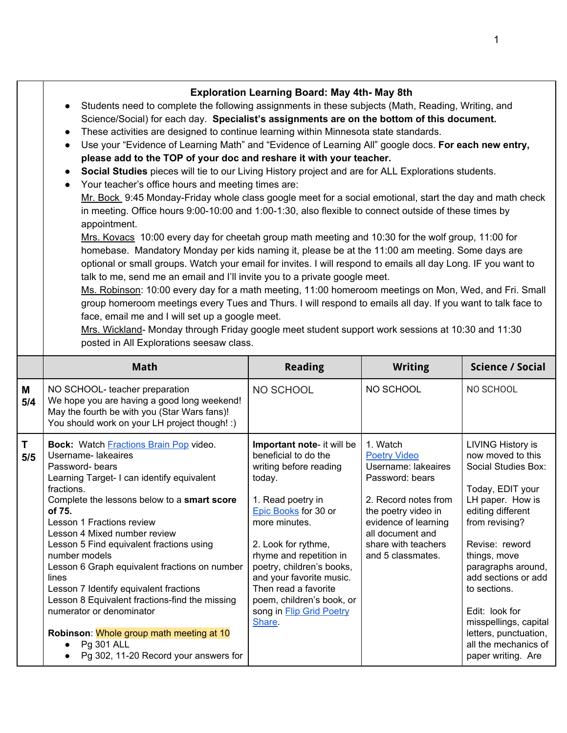**Exploration Learning Board: May 4th- May 8th**

- Students need to complete the following assignments in these subjects (Math, Reading, Writing, and Science/Social) for each day. **Specialist's assignments are on the bottom of this document.**
- These activities are designed to continue learning within Minnesota state standards.
- Use your "Evidence of Learning Math" and "Evidence of Learning All" google docs. **For each new entry, please add to the TOP of your doc and reshare it with your teacher.**
- **Social Studies** pieces will tie to our Living History project and are for ALL Explorations students.
- Your teacher's office hours and meeting times are:

  Mr. Bock 9:45 Monday-Friday whole class google meet for a social emotional, start the day and math check in meeting. Office hours 9:00-10:00 and 1:00-1:30, also flexible to connect outside of these times by appointment.

  Mrs. Kovacs 10:00 every day for cheetah group math meeting and 10:30 for the wolf group, 11:00 for homebase. Mandatory Monday per kids naming it, please be at the 11:00 am meeting. Some days are optional or small groups. Watch your email for invites. I will respond to emails all day Long. IF you want to talk to me, send me an email and I'll invite you to a private google meet.

  Ms. Robinson: 10:00 every day for a math meeting, 11:00 homeroom meetings on Mon, Wed, and Fri. Small group homeroom meetings every Tues and Thurs. I will respond to emails all day. If you want to talk face to face, email me and I will set up a google meet.

  Mrs. Wickland- Monday through Friday google meet student support work sessions at 10:30 and 11:30 posted in All Explorations seesaw class.

| | Math | Reading | Writing | Science / Social |
|---|---|---|---|---|
| **M 5/4** | NO SCHOOL- teacher preparation<br>We hope you are having a good long weekend!<br>May the fourth be with you (Star Wars fans)!<br>You should work on your LH project though! :) | NO SCHOOL | NO SCHOOL | NO SCHOOL |
| **T 5/5** | **Bock:** Watch Fractions Brain Pop video.<br>Username- lakeaires<br>Password- bears<br>Learning Target- I can identify equivalent fractions.<br>Complete the lessons below to a **smart score of 75.**<br>Lesson 1 Fractions review<br>Lesson 4 Mixed number review<br>Lesson 5 Find equivalent fractions using number models<br>Lesson 6 Graph equivalent fractions on number lines<br>Lesson 7 Identify equivalent fractions<br>Lesson 8 Equivalent fractions-find the missing numerator or denominator<br><br>**Robinson**: Whole group math meeting at 10<br>• Pg 301 ALL<br>• Pg 302, 11-20 Record your answers for | **Important note**- it will be beneficial to do the writing before reading today.<br><br>1. Read poetry in Epic Books for 30 or more minutes.<br><br>2. Look for rythme, rhyme and repetition in poetry, children's books, and your favorite music. Then read a favorite poem, children's book, or song in Flip Grid Poetry Share. | 1. Watch Poetry Video<br>Username: lakeaires<br>Password: bears<br><br>2. Record notes from the poetry video in evidence of learning all document and share with teachers and 5 classmates. | LIVING History is now moved to this Social Studies Box:<br><br>Today, EDIT your LH paper. How is editing different from revising?<br><br>Revise: reword things, move paragraphs around, add sections or add to sections.<br><br>Edit: look for misspellings, capital letters, punctuation, all the mechanics of paper writing. Are |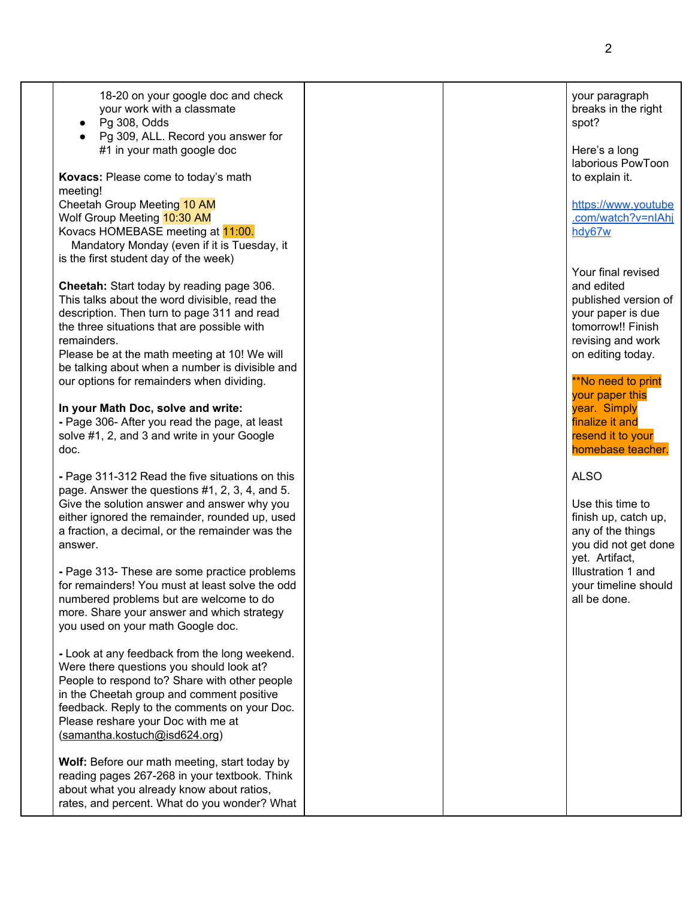| | | | | |
|---|---|---|---|---|
| | 18-20 on your google doc and check your work with a classmate<br>• Pg 308, Odds<br>• Pg 309, ALL. Record you answer for #1 in your math google doc<br><br>**Kovacs:** Please come to today's math meeting!<br>Cheetah Group Meeting 10 AM<br>Wolf Group Meeting 10:30 AM<br>Kovacs HOMEBASE meeting at 11:00.<br>Mandatory Monday (even if it is Tuesday, it is the first student day of the week)<br><br>**Cheetah:** Start today by reading page 306. This talks about the word divisible, read the description. Then turn to page 311 and read the three situations that are possible with remainders.<br>Please be at the math meeting at 10! We will be talking about when a number is divisible and our options for remainders when dividing.<br><br>**In your Math Doc, solve and write:**<br>**-** Page 306- After you read the page, at least solve #1, 2, and 3 and write in your Google doc.<br><br>**-** Page 311-312 Read the five situations on this page. Answer the questions #1, 2, 3, 4, and 5. Give the solution answer and answer why you either ignored the remainder, rounded up, used a fraction, a decimal, or the remainder was the answer.<br><br>**-** Page 313- These are some practice problems for remainders! You must at least solve the odd numbered problems but are welcome to do more. Share your answer and which strategy you used on your math Google doc.<br><br>**-** Look at any feedback from the long weekend. Were there questions you should look at? People to respond to? Share with other people in the Cheetah group and comment positive feedback. Reply to the comments on your Doc. Please reshare your Doc with me at (samantha.kostuch@isd624.org)<br><br>**Wolf:** Before our math meeting, start today by reading pages 267-268 in your textbook. Think about what you already know about ratios, rates, and percent. What do you wonder? What | | | your paragraph breaks in the right spot?<br><br>Here's a long laborious PowToon to explain it.<br><br>https://www.youtube.com/watch?v=nIAhjhdy67w<br><br>Your final revised and edited published version of your paper is due tomorrow!! Finish revising and work on editing today.<br><br>**No need to print your paper this year. Simply finalize it and resend it to your homebase teacher.<br><br>ALSO<br><br>Use this time to finish up, catch up, any of the things you did not get done yet. Artifact, Illustration 1 and your timeline should all be done. |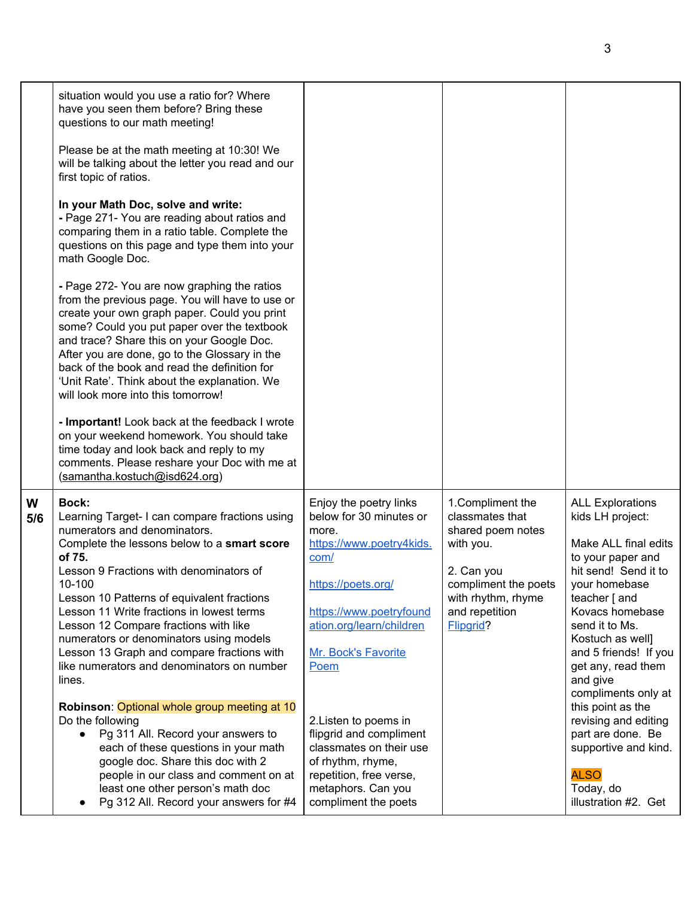| | | | | |
|---|---|---|---|---|
| | situation would you use a ratio for? Where have you seen them before? Bring these questions to our math meeting!<br><br>Please be at the math meeting at 10:30! We will be talking about the letter you read and our first topic of ratios.<br><br>**In your Math Doc, solve and write:**<br>**-** Page 271- You are reading about ratios and comparing them in a ratio table. Complete the questions on this page and type them into your math Google Doc.<br><br>**-** Page 272- You are now graphing the ratios from the previous page. You will have to use or create your own graph paper. Could you print some? Could you put paper over the textbook and trace? Share this on your Google Doc. After you are done, go to the Glossary in the back of the book and read the definition for 'Unit Rate'. Think about the explanation. We will look more into this tomorrow!<br><br>**- Important!** Look back at the feedback I wrote on your weekend homework. You should take time today and look back and reply to my comments. Please reshare your Doc with me at (samantha.kostuch@isd624.org) | | | |
| **W 5/6** | **Bock:**<br>Learning Target- I can compare fractions using numerators and denominators.<br>Complete the lessons below to a **smart score of 75.**<br>Lesson 9 Fractions with denominators of 10-100<br>Lesson 10 Patterns of equivalent fractions<br>Lesson 11 Write fractions in lowest terms<br>Lesson 12 Compare fractions with like numerators or denominators using models<br>Lesson 13 Graph and compare fractions with like numerators and denominators on number lines.<br><br>**Robinson**: Optional whole group meeting at 10<br>Do the following<br>• Pg 311 All. Record your answers to each of these questions in your math google doc. Share this doc with 2 people in our class and comment on at least one other person's math doc<br>• Pg 312 All. Record your answers for #4 | Enjoy the poetry links below for 30 minutes or more.<br>https://www.poetry4kids.com/<br><br>https://poets.org/<br><br>https://www.poetryfoundation.org/learn/children<br><br>Mr. Bock's Favorite Poem<br><br><br>2.Listen to poems in flipgrid and compliment classmates on their use of rhythm, rhyme, repetition, free verse, metaphors. Can you compliment the poets | 1.Compliment the classmates that shared poem notes with you.<br><br>2. Can you compliment the poets with rhythm, rhyme and repetition Flipgrid? | ALL Explorations kids LH project:<br><br>Make ALL final edits to your paper and hit send! Send it to your homebase teacher [ and Kovacs homebase send it to Ms. Kostuch as well] and 5 friends! If you get any, read them and give compliments only at this point as the revising and editing part are done. Be supportive and kind.<br><br>ALSO<br>Today, do illustration #2. Get |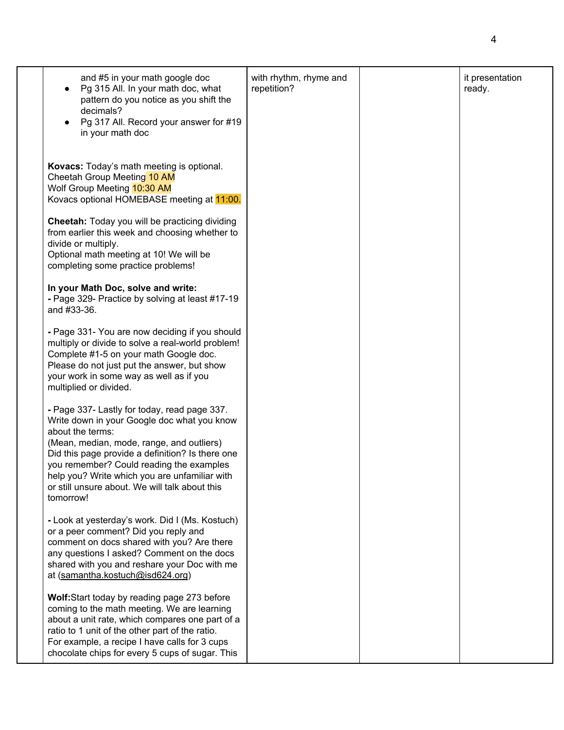| | | | | |
|---|---|---|---|---|
| | and #5 in your math google doc<br>• Pg 315 All. In your math doc, what pattern do you notice as you shift the decimals?<br>• Pg 317 All. Record your answer for #19 in your math doc<br><br>**Kovacs:** Today's math meeting is optional.<br>Cheetah Group Meeting 10 AM<br>Wolf Group Meeting 10:30 AM<br>Kovacs optional HOMEBASE meeting at 11:00.<br><br>**Cheetah:** Today you will be practicing dividing from earlier this week and choosing whether to divide or multiply.<br>Optional math meeting at 10! We will be completing some practice problems!<br><br>**In your Math Doc, solve and write:**<br>- Page 329- Practice by solving at least #17-19 and #33-36.<br><br>- Page 331- You are now deciding if you should multiply or divide to solve a real-world problem! Complete #1-5 on your math Google doc. Please do not just put the answer, but show your work in some way as well as if you multiplied or divided.<br><br>- Page 337- Lastly for today, read page 337. Write down in your Google doc what you know about the terms:<br>(Mean, median, mode, range, and outliers)<br>Did this page provide a definition? Is there one you remember? Could reading the examples help you? Write which you are unfamiliar with or still unsure about. We will talk about this tomorrow!<br><br>- Look at yesterday's work. Did I (Ms. Kostuch) or a peer comment? Did you reply and comment on docs shared with you? Are there any questions I asked? Comment on the docs shared with you and reshare your Doc with me at (samantha.kostuch@isd624.org)<br><br>**Wolf:** Start today by reading page 273 before coming to the math meeting. We are learning about a unit rate, which compares one part of a ratio to 1 unit of the other part of the ratio.<br>For example, a recipe I have calls for 3 cups chocolate chips for every 5 cups of sugar. This | with rhythm, rhyme and repetition? | | it presentation ready. |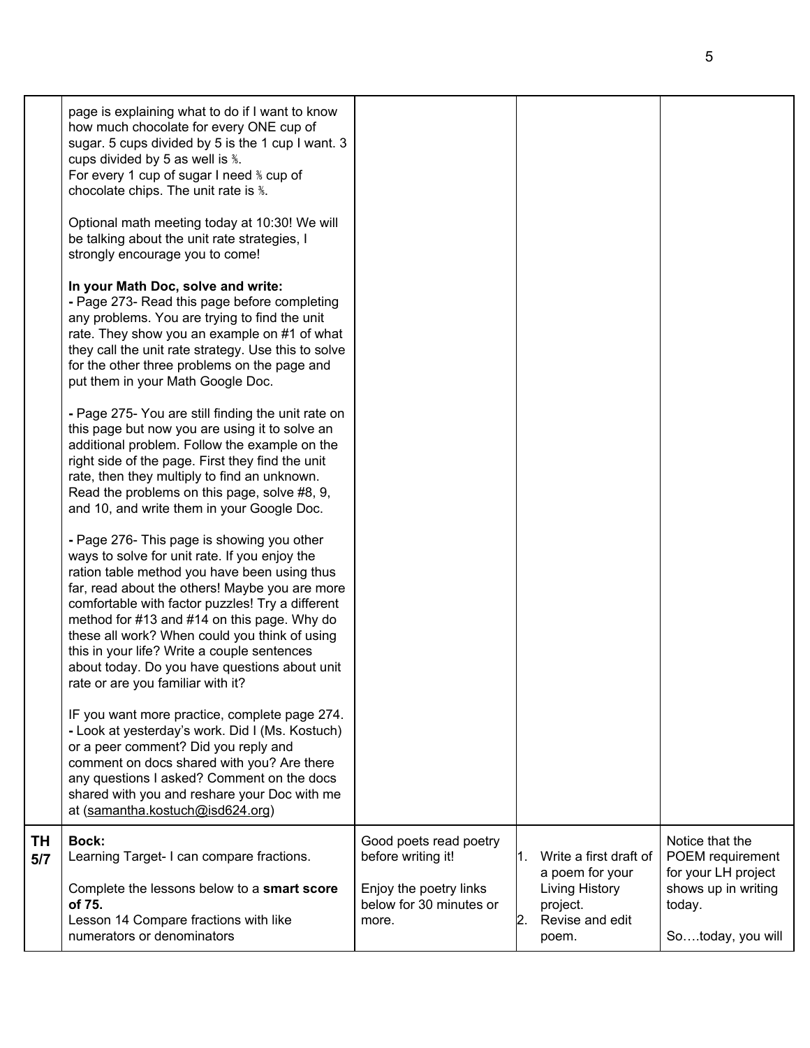| | | | | |
|---|---|---|---|---|
| | page is explaining what to do if I want to know how much chocolate for every ONE cup of sugar. 5 cups divided by 5 is the 1 cup I want. 3 cups divided by 5 as well is ⅗.<br>For every 1 cup of sugar I need ⅗ cup of chocolate chips. The unit rate is ⅗.<br><br>Optional math meeting today at 10:30! We will be talking about the unit rate strategies, I strongly encourage you to come!<br><br>**In your Math Doc, solve and write:**<br>**-** Page 273- Read this page before completing any problems. You are trying to find the unit rate. They show you an example on #1 of what they call the unit rate strategy. Use this to solve for the other three problems on the page and put them in your Math Google Doc.<br><br>**-** Page 275- You are still finding the unit rate on this page but now you are using it to solve an additional problem. Follow the example on the right side of the page. First they find the unit rate, then they multiply to find an unknown. Read the problems on this page, solve #8, 9, and 10, and write them in your Google Doc.<br><br>**-** Page 276- This page is showing you other ways to solve for unit rate. If you enjoy the ration table method you have been using thus far, read about the others! Maybe you are more comfortable with factor puzzles! Try a different method for #13 and #14 on this page. Why do these all work? When could you think of using this in your life? Write a couple sentences about today. Do you have questions about unit rate or are you familiar with it?<br><br>IF you want more practice, complete page 274.<br>**-** Look at yesterday's work. Did I (Ms. Kostuch) or a peer comment? Did you reply and comment on docs shared with you? Are there any questions I asked? Comment on the docs shared with you and reshare your Doc with me at (samantha.kostuch@isd624.org) | | | |
| **TH 5/7** | **Bock:**<br>Learning Target- I can compare fractions.<br><br>Complete the lessons below to a **smart score of 75.**<br>Lesson 14 Compare fractions with like numerators or denominators | Good poets read poetry before writing it!<br><br>Enjoy the poetry links below for 30 minutes or more. | 1. Write a first draft of a poem for your Living History project.<br>2. Revise and edit poem. | Notice that the POEM requirement for your LH project shows up in writing today.<br><br>So….today, you will |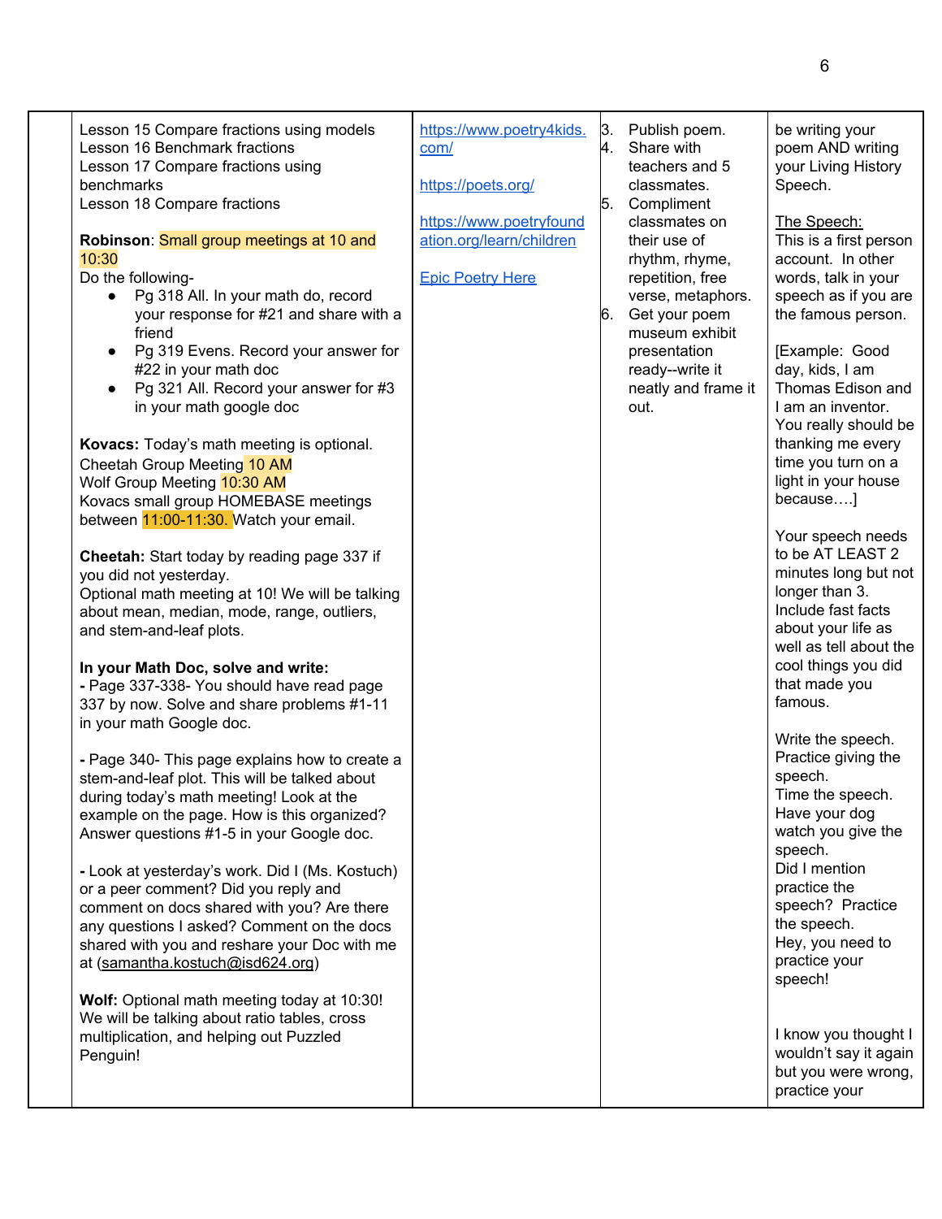| | | | | |
|---|---|---|---|---|
| | Lesson 15 Compare fractions using models<br>Lesson 16 Benchmark fractions<br>Lesson 17 Compare fractions using benchmarks<br>Lesson 18 Compare fractions<br><br>**Robinson**: Small group meetings at 10 and 10:30<br>Do the following-<br>• Pg 318 All. In your math do, record your response for #21 and share with a friend<br>• Pg 319 Evens. Record your answer for #22 in your math doc<br>• Pg 321 All. Record your answer for #3 in your math google doc<br><br>**Kovacs:** Today's math meeting is optional.<br>Cheetah Group Meeting 10 AM<br>Wolf Group Meeting 10:30 AM<br>Kovacs small group HOMEBASE meetings between 11:00-11:30. Watch your email.<br><br>**Cheetah:** Start today by reading page 337 if you did not yesterday.<br>Optional math meeting at 10! We will be talking about mean, median, mode, range, outliers, and stem-and-leaf plots.<br><br>**In your Math Doc, solve and write:**<br>- Page 337-338- You should have read page 337 by now. Solve and share problems #1-11 in your math Google doc.<br><br>- Page 340- This page explains how to create a stem-and-leaf plot. This will be talked about during today's math meeting! Look at the example on the page. How is this organized? Answer questions #1-5 in your Google doc.<br><br>- Look at yesterday's work. Did I (Ms. Kostuch) or a peer comment? Did you reply and comment on docs shared with you? Are there any questions I asked? Comment on the docs shared with you and reshare your Doc with me at (samantha.kostuch@isd624.org)<br><br>**Wolf:** Optional math meeting today at 10:30! We will be talking about ratio tables, cross multiplication, and helping out Puzzled Penguin! | https://www.poetry4kids.com/<br><br>https://poets.org/<br><br>https://www.poetryfoundation.org/learn/children<br><br>Epic Poetry Here | 3. Publish poem.<br>4. Share with teachers and 5 classmates.<br>5. Compliment classmates on their use of rhythm, rhyme, repetition, free verse, metaphors.<br>6. Get your poem museum exhibit presentation ready--write it neatly and frame it out. | be writing your poem AND writing your Living History Speech.<br><br>The Speech:<br>This is a first person account. In other words, talk in your speech as if you are the famous person.<br><br>[Example: Good day, kids, I am Thomas Edison and I am an inventor. You really should be thanking me every time you turn on a light in your house because….]<br><br>Your speech needs to be AT LEAST 2 minutes long but not longer than 3. Include fast facts about your life as well as tell about the cool things you did that made you famous.<br><br>Write the speech.<br>Practice giving the speech.<br>Time the speech.<br>Have your dog watch you give the speech.<br>Did I mention practice the speech? Practice the speech.<br>Hey, you need to practice your speech!<br><br>I know you thought I wouldn't say it again but you were wrong, practice your |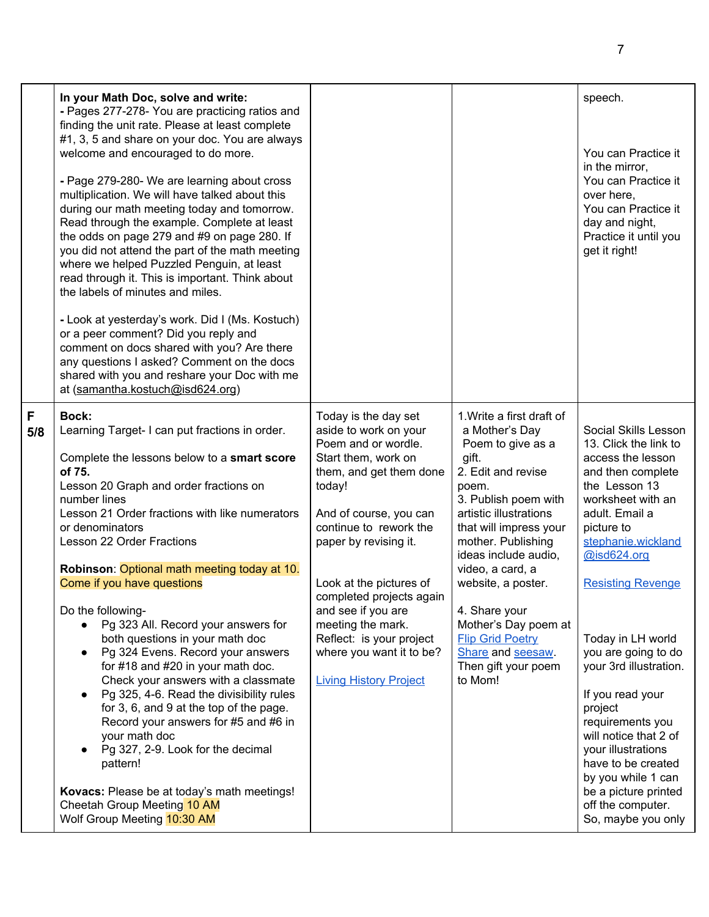| | | | | |
|---|---|---|---|---|
| | **In your Math Doc, solve and write:**<br>**-** Pages 277-278- You are practicing ratios and finding the unit rate. Please at least complete #1, 3, 5 and share on your doc. You are always welcome and encouraged to do more.<br><br>**-** Page 279-280- We are learning about cross multiplication. We will have talked about this during our math meeting today and tomorrow. Read through the example. Complete at least the odds on page 279 and #9 on page 280. If you did not attend the part of the math meeting where we helped Puzzled Penguin, at least read through it. This is important. Think about the labels of minutes and miles.<br><br>**-** Look at yesterday's work. Did I (Ms. Kostuch) or a peer comment? Did you reply and comment on docs shared with you? Are there any questions I asked? Comment on the docs shared with you and reshare your Doc with me at (samantha.kostuch@isd624.org) | | | speech.<br><br>You can Practice it in the mirror,<br>You can Practice it over here,<br>You can Practice it day and night,<br>Practice it until you get it right! |
| **F 5/8** | **Bock:**<br>Learning Target- I can put fractions in order.<br><br>Complete the lessons below to a **smart score of 75.**<br>Lesson 20 Graph and order fractions on number lines<br>Lesson 21 Order fractions with like numerators or denominators<br>Lesson 22 Order Fractions<br><br>**Robinson**: Optional math meeting today at 10. Come if you have questions<br><br>Do the following-<br>• Pg 323 All. Record your answers for both questions in your math doc<br>• Pg 324 Evens. Record your answers for #18 and #20 in your math doc. Check your answers with a classmate<br>• Pg 325, 4-6. Read the divisibility rules for 3, 6, and 9 at the top of the page. Record your answers for #5 and #6 in your math doc<br>• Pg 327, 2-9. Look for the decimal pattern!<br><br>**Kovacs:** Please be at today's math meetings!<br>Cheetah Group Meeting 10 AM<br>Wolf Group Meeting 10:30 AM | Today is the day set aside to work on your Poem and or wordle. Start them, work on them, and get them done today!<br><br>And of course, you can continue to rework the paper by revising it.<br><br>Look at the pictures of completed projects again and see if you are meeting the mark. Reflect: is your project where you want it to be?<br><br>Living History Project | 1. Write a first draft of a Mother's Day Poem to give as a gift.<br>2. Edit and revise poem.<br>3. Publish poem with artistic illustrations that will impress your mother. Publishing ideas include audio, video, a card, a website, a poster.<br><br>4. Share your Mother's Day poem at Flip Grid Poetry Share and seesaw. Then gift your poem to Mom! | Social Skills Lesson 13. Click the link to access the lesson and then complete the Lesson 13 worksheet with an adult. Email a picture to stephanie.wickland@isd624.org<br><br>Resisting Revenge<br><br>Today in LH world you are going to do your 3rd illustration.<br><br>If you read your project requirements you will notice that 2 of your illustrations have to be created by you while 1 can be a picture printed off the computer. So, maybe you only |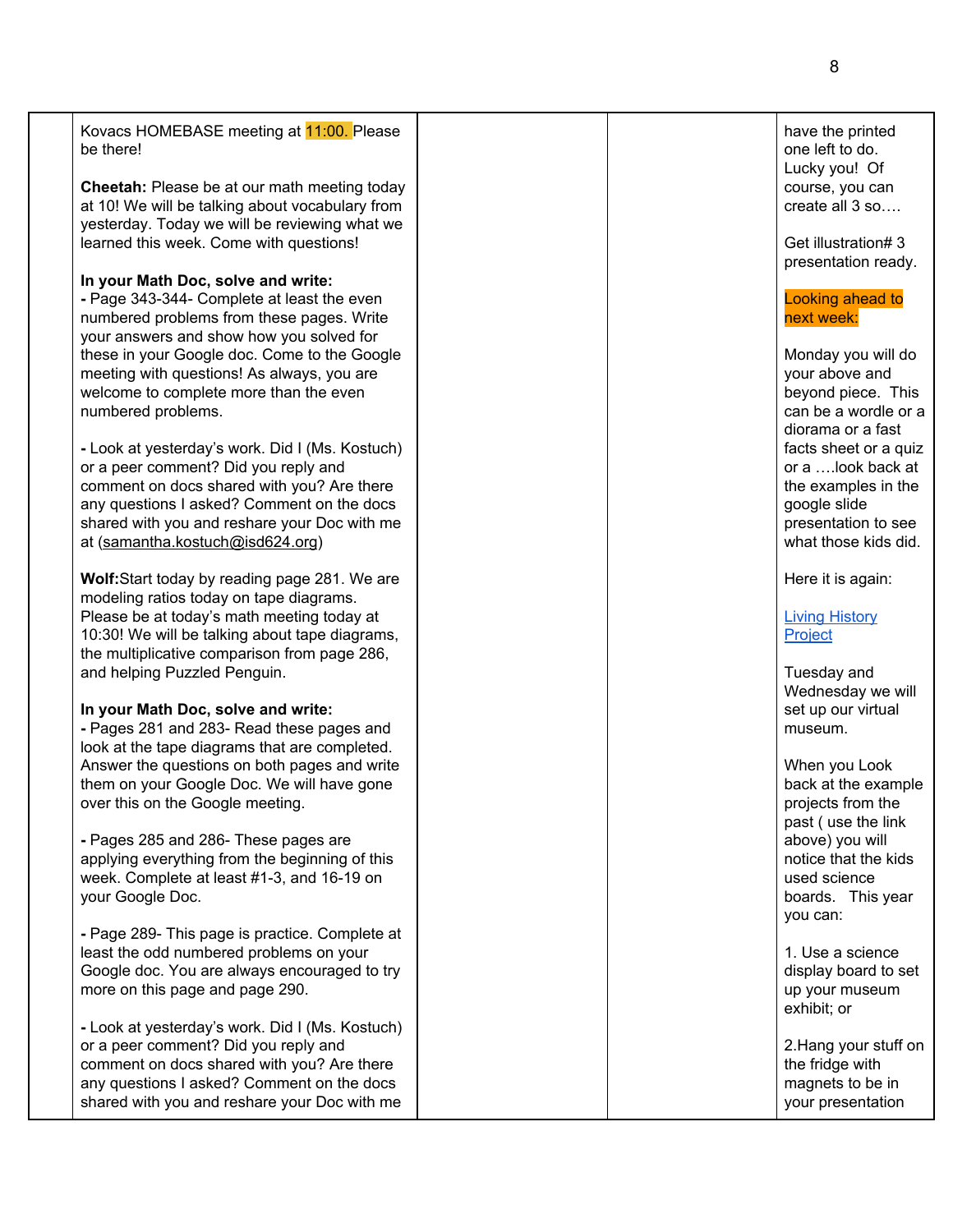| | | | | |
|---|---|---|---|---|
| | Kovacs HOMEBASE meeting at 11:00. Please be there!<br><br>**Cheetah:** Please be at our math meeting today at 10! We will be talking about vocabulary from yesterday. Today we will be reviewing what we learned this week. Come with questions!<br><br>**In your Math Doc, solve and write:**<br>**-** Page 343-344- Complete at least the even numbered problems from these pages. Write your answers and show how you solved for these in your Google doc. Come to the Google meeting with questions! As always, you are welcome to complete more than the even numbered problems.<br><br>**-** Look at yesterday's work. Did I (Ms. Kostuch) or a peer comment? Did you reply and comment on docs shared with you? Are there any questions I asked? Comment on the docs shared with you and reshare your Doc with me at (samantha.kostuch@isd624.org)<br><br>**Wolf:** Start today by reading page 281. We are modeling ratios today on tape diagrams. Please be at today's math meeting today at 10:30! We will be talking about tape diagrams, the multiplicative comparison from page 286, and helping Puzzled Penguin.<br><br>**In your Math Doc, solve and write:**<br>**-** Pages 281 and 283- Read these pages and look at the tape diagrams that are completed. Answer the questions on both pages and write them on your Google Doc. We will have gone over this on the Google meeting.<br><br>**-** Pages 285 and 286- These pages are applying everything from the beginning of this week. Complete at least #1-3, and 16-19 on your Google Doc.<br><br>**-** Page 289- This page is practice. Complete at least the odd numbered problems on your Google doc. You are always encouraged to try more on this page and page 290.<br><br>**-** Look at yesterday's work. Did I (Ms. Kostuch) or a peer comment? Did you reply and comment on docs shared with you? Are there any questions I asked? Comment on the docs shared with you and reshare your Doc with me | | | have the printed one left to do. Lucky you! Of course, you can create all 3 so….<br><br>Get illustration# 3 presentation ready.<br><br>Looking ahead to next week:<br><br>Monday you will do your above and beyond piece. This can be a wordle or a diorama or a fast facts sheet or a quiz or a ….look back at the examples in the google slide presentation to see what those kids did.<br><br>Here it is again:<br><br>Living History Project<br><br>Tuesday and Wednesday we will set up our virtual museum.<br><br>When you Look back at the example projects from the past ( use the link above) you will notice that the kids used science boards. This year you can:<br><br>1. Use a science display board to set up your museum exhibit; or<br><br>2.Hang your stuff on the fridge with magnets to be in your presentation |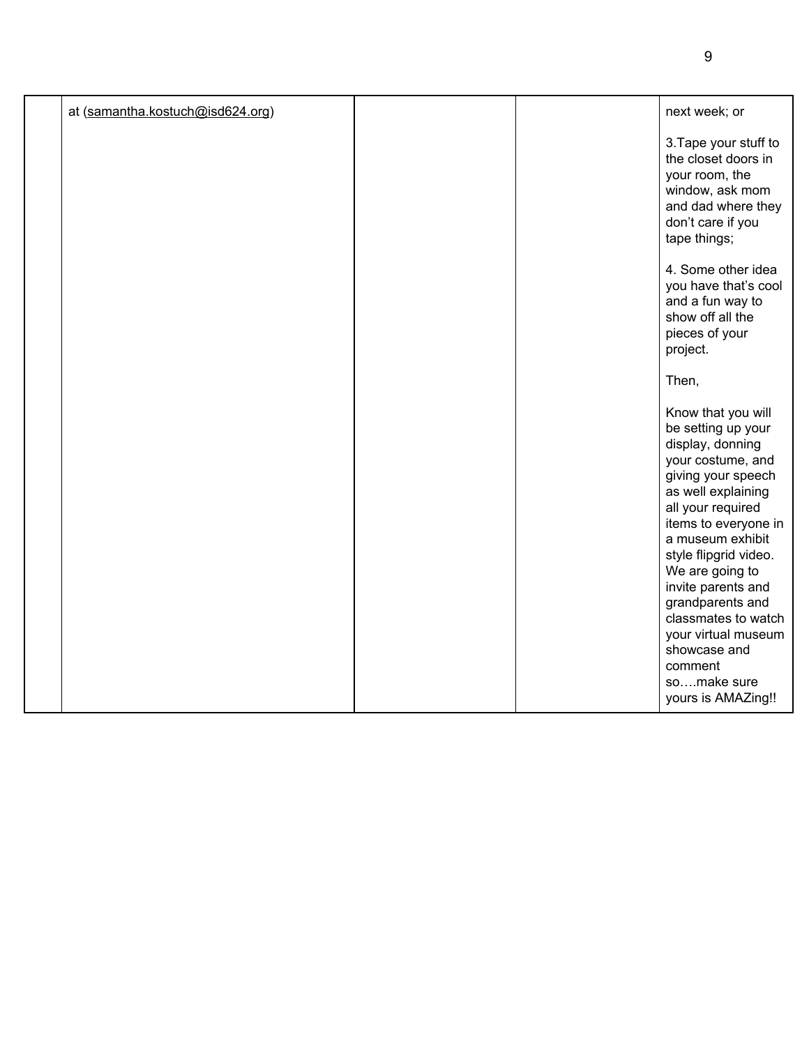| | | | | |
|---|---|---|---|---|
| | at (samantha.kostuch@isd624.org) | | | next week; or<br><br>3.Tape your stuff to the closet doors in your room, the window, ask mom and dad where they don't care if you tape things;<br><br>4. Some other idea you have that's cool and a fun way to show off all the pieces of your project.<br><br>Then,<br><br>Know that you will be setting up your display, donning your costume, and giving your speech as well explaining all your required items to everyone in a museum exhibit style flipgrid video. We are going to invite parents and grandparents and classmates to watch your virtual museum showcase and comment so….make sure yours is AMAZing!! |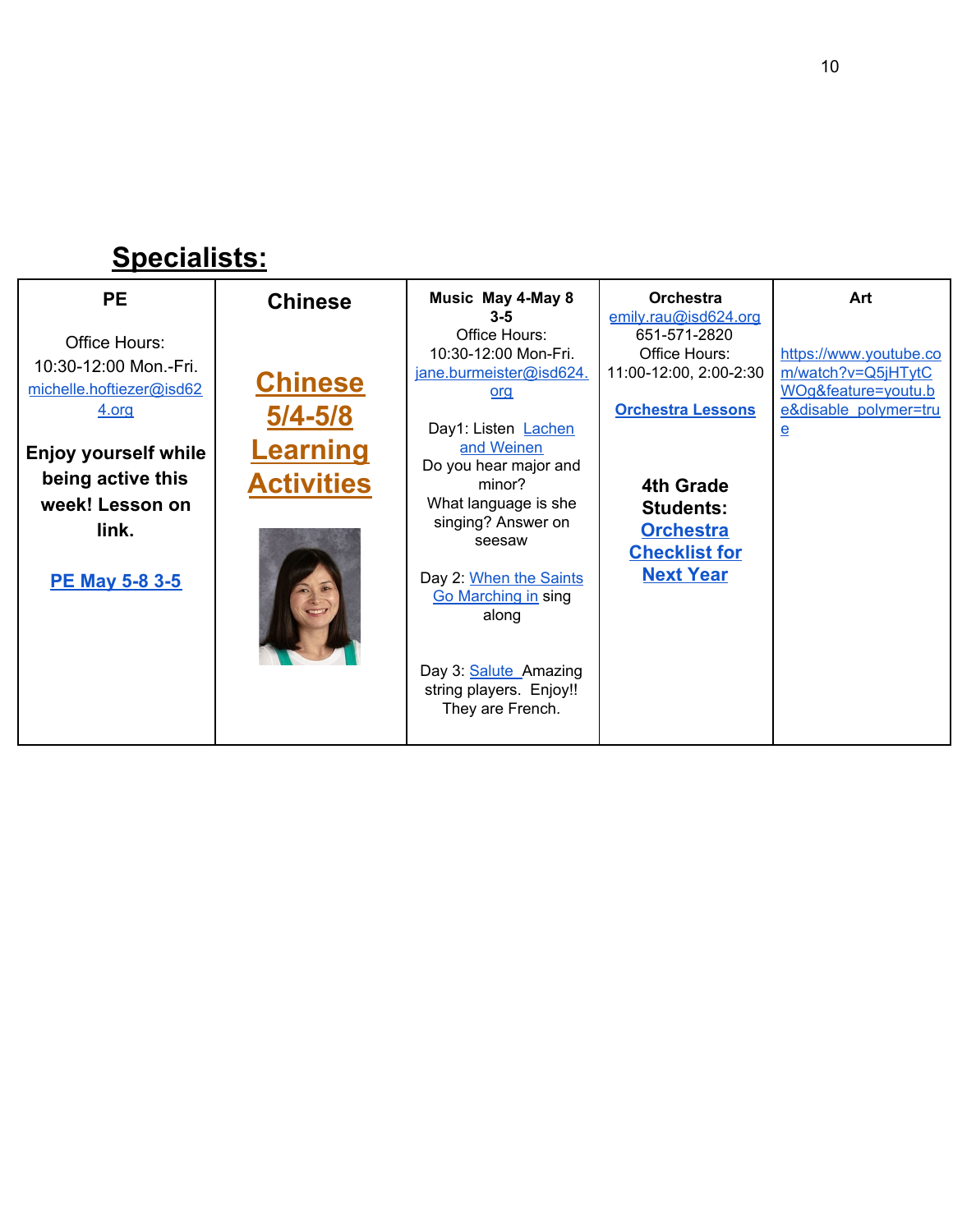## Specialists:

| PE | Chinese | Music May 4-May 8 3-5 | Orchestra | Art |
|---|---|---|---|---|
| Office Hours: 10:30-12:00 Mon.-Fri. michelle.hoftiezer@isd624.org<br><br>**Enjoy yourself while being active this week! Lesson on link.**<br><br>**PE May 5-8 3-5** | **Chinese 5/4-5/8 Learning Activities** | Office Hours: 10:30-12:00 Mon-Fri. jane.burmeister@isd624.org<br><br>Day1: Listen Lachen and Weinen Do you hear major and minor? What language is she singing? Answer on seesaw<br><br>Day 2: When the Saints Go Marching in sing along<br><br>Day 3: Salute Amazing string players. Enjoy!! They are French. | emily.rau@isd624.org 651-571-2820 Office Hours: 11:00-12:00, 2:00-2:30<br><br>**Orchestra Lessons**<br><br>**4th Grade Students: Orchestra Checklist for Next Year** | https://www.youtube.com/watch?v=Q5jHTytCWOg&feature=youtu.be&disable_polymer=true |